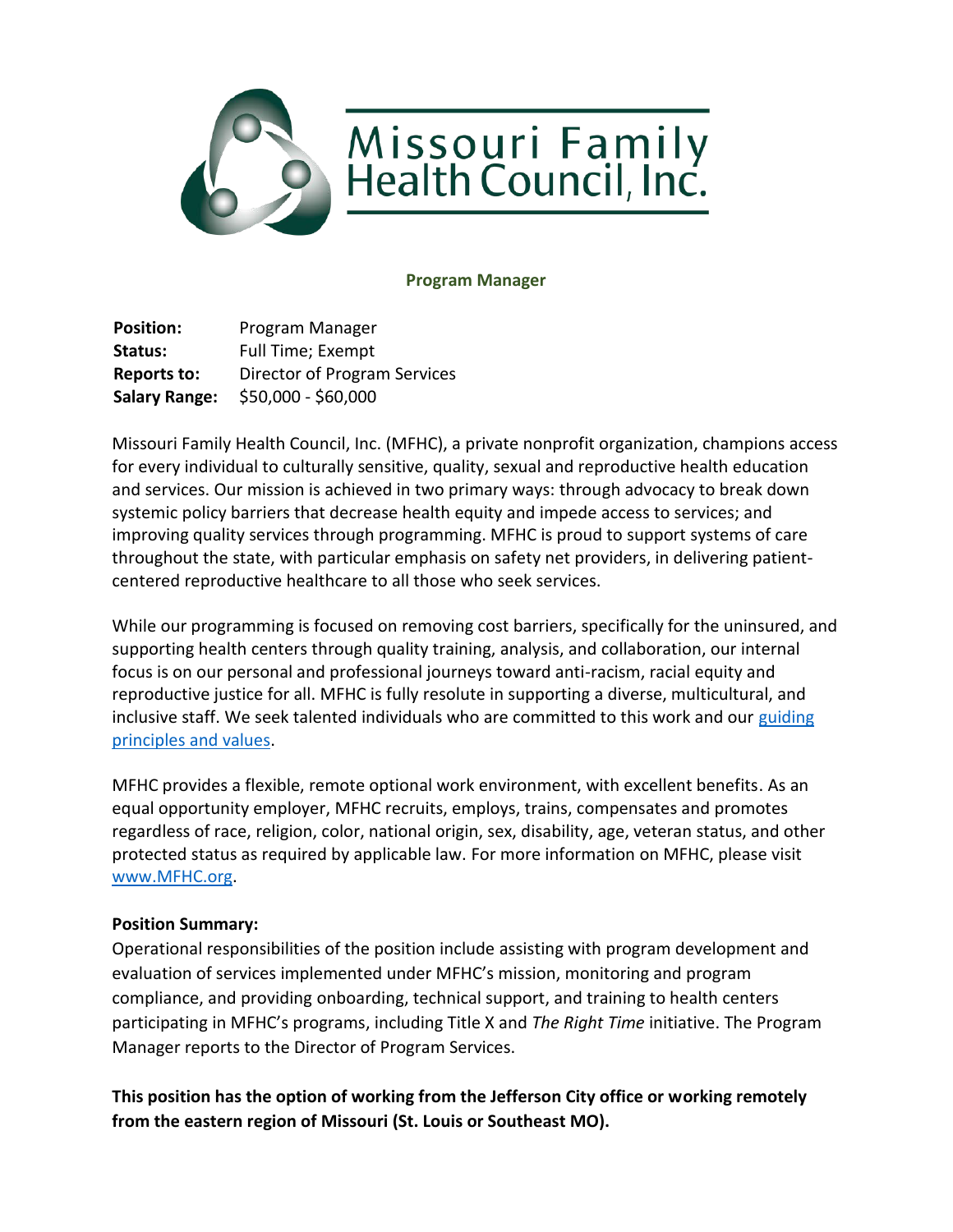Missouri Family Health Council, Inc.

# Program Manager

**Position:** Program Manager
**Status:** Full Time; Exempt
**Reports to:** Director of Program Services
**Salary Range:** $50,000 - $60,000

Missouri Family Health Council, Inc. (MFHC), a private nonprofit organization, champions access for every individual to culturally sensitive, quality, sexual and reproductive health education and services. Our mission is achieved in two primary ways: through advocacy to break down systemic policy barriers that decrease health equity and impede access to services; and improving quality services through programming. MFHC is proud to support systems of care throughout the state, with particular emphasis on safety net providers, in delivering patient-centered reproductive healthcare to all those who seek services.

While our programming is focused on removing cost barriers, specifically for the uninsured, and supporting health centers through quality training, analysis, and collaboration, our internal focus is on our personal and professional journeys toward anti-racism, racial equity and reproductive justice for all. MFHC is fully resolute in supporting a diverse, multicultural, and inclusive staff. We seek talented individuals who are committed to this work and our guiding principles and values.

MFHC provides a flexible, remote optional work environment, with excellent benefits. As an equal opportunity employer, MFHC recruits, employs, trains, compensates and promotes regardless of race, religion, color, national origin, sex, disability, age, veteran status, and other protected status as required by applicable law. For more information on MFHC, please visit www.MFHC.org.

**Position Summary:**
Operational responsibilities of the position include assisting with program development and evaluation of services implemented under MFHC's mission, monitoring and program compliance, and providing onboarding, technical support, and training to health centers participating in MFHC's programs, including Title X and *The Right Time* initiative. The Program Manager reports to the Director of Program Services.

**This position has the option of working from the Jefferson City office or working remotely from the eastern region of Missouri (St. Louis or Southeast MO).**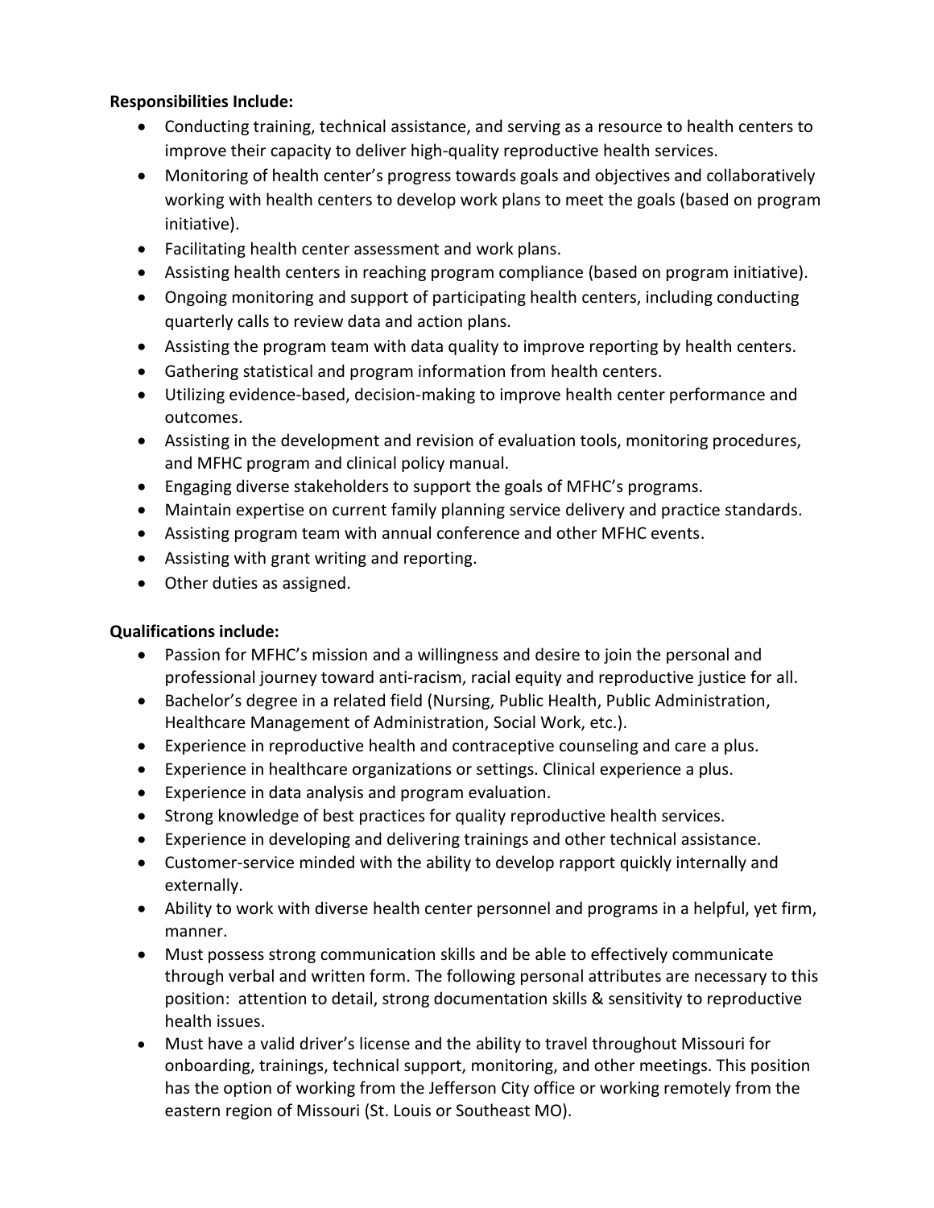**Responsibilities Include:**

- Conducting training, technical assistance, and serving as a resource to health centers to improve their capacity to deliver high-quality reproductive health services.
- Monitoring of health center's progress towards goals and objectives and collaboratively working with health centers to develop work plans to meet the goals (based on program initiative).
- Facilitating health center assessment and work plans.
- Assisting health centers in reaching program compliance (based on program initiative).
- Ongoing monitoring and support of participating health centers, including conducting quarterly calls to review data and action plans.
- Assisting the program team with data quality to improve reporting by health centers.
- Gathering statistical and program information from health centers.
- Utilizing evidence-based, decision-making to improve health center performance and outcomes.
- Assisting in the development and revision of evaluation tools, monitoring procedures, and MFHC program and clinical policy manual.
- Engaging diverse stakeholders to support the goals of MFHC's programs.
- Maintain expertise on current family planning service delivery and practice standards.
- Assisting program team with annual conference and other MFHC events.
- Assisting with grant writing and reporting.
- Other duties as assigned.

**Qualifications include:**

- Passion for MFHC's mission and a willingness and desire to join the personal and professional journey toward anti-racism, racial equity and reproductive justice for all.
- Bachelor's degree in a related field (Nursing, Public Health, Public Administration, Healthcare Management of Administration, Social Work, etc.).
- Experience in reproductive health and contraceptive counseling and care a plus.
- Experience in healthcare organizations or settings. Clinical experience a plus.
- Experience in data analysis and program evaluation.
- Strong knowledge of best practices for quality reproductive health services.
- Experience in developing and delivering trainings and other technical assistance.
- Customer-service minded with the ability to develop rapport quickly internally and externally.
- Ability to work with diverse health center personnel and programs in a helpful, yet firm, manner.
- Must possess strong communication skills and be able to effectively communicate through verbal and written form. The following personal attributes are necessary to this position: attention to detail, strong documentation skills & sensitivity to reproductive health issues.
- Must have a valid driver's license and the ability to travel throughout Missouri for onboarding, trainings, technical support, monitoring, and other meetings. This position has the option of working from the Jefferson City office or working remotely from the eastern region of Missouri (St. Louis or Southeast MO).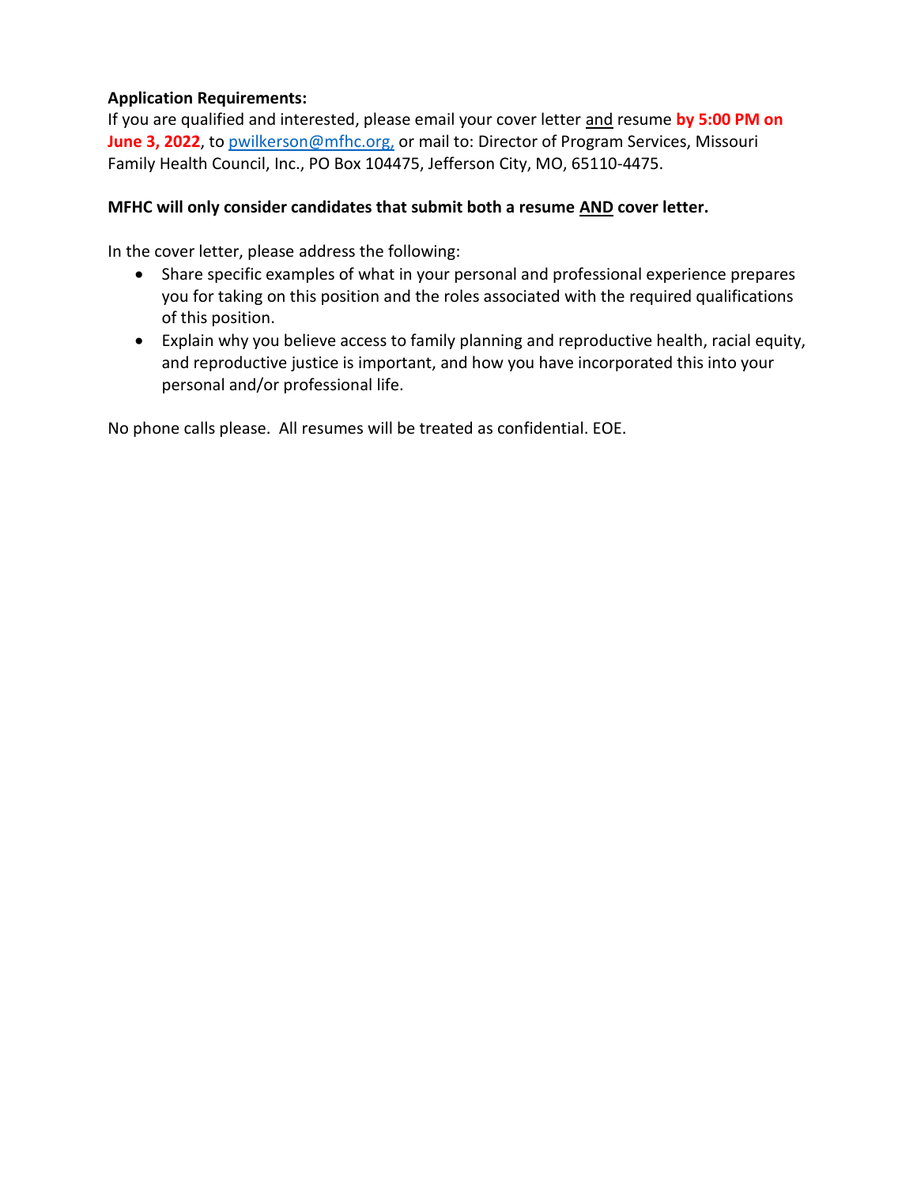**Application Requirements:**
If you are qualified and interested, please email your cover letter and resume **by 5:00 PM on June 3, 2022**, to pwilkerson@mfhc.org, or mail to: Director of Program Services, Missouri Family Health Council, Inc., PO Box 104475, Jefferson City, MO, 65110-4475.

**MFHC will only consider candidates that submit both a resume AND cover letter.**

In the cover letter, please address the following:

- Share specific examples of what in your personal and professional experience prepares you for taking on this position and the roles associated with the required qualifications of this position.
- Explain why you believe access to family planning and reproductive health, racial equity, and reproductive justice is important, and how you have incorporated this into your personal and/or professional life.

No phone calls please. All resumes will be treated as confidential. EOE.